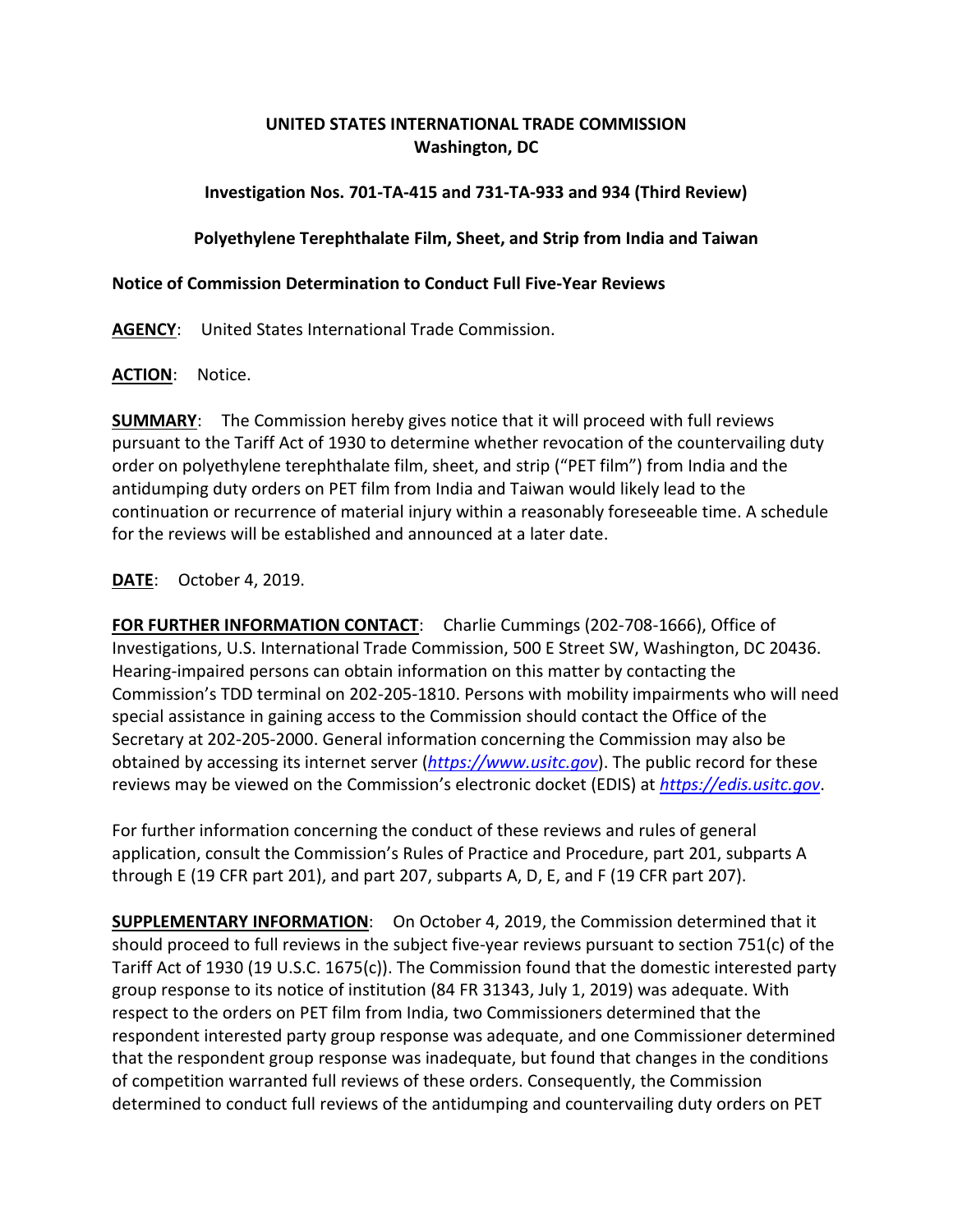**UNITED STATES INTERNATIONAL TRADE COMMISSION**
**Washington, DC**

**Investigation Nos. 701-TA-415 and 731-TA-933 and 934 (Third Review)**

**Polyethylene Terephthalate Film, Sheet, and Strip from India and Taiwan**

**Notice of Commission Determination to Conduct Full Five-Year Reviews**

**AGENCY**: United States International Trade Commission.

**ACTION**: Notice.

**SUMMARY**: The Commission hereby gives notice that it will proceed with full reviews pursuant to the Tariff Act of 1930 to determine whether revocation of the countervailing duty order on polyethylene terephthalate film, sheet, and strip ("PET film") from India and the antidumping duty orders on PET film from India and Taiwan would likely lead to the continuation or recurrence of material injury within a reasonably foreseeable time. A schedule for the reviews will be established and announced at a later date.

**DATE**: October 4, 2019.

**FOR FURTHER INFORMATION CONTACT**: Charlie Cummings (202-708-1666), Office of Investigations, U.S. International Trade Commission, 500 E Street SW, Washington, DC 20436. Hearing-impaired persons can obtain information on this matter by contacting the Commission's TDD terminal on 202-205-1810. Persons with mobility impairments who will need special assistance in gaining access to the Commission should contact the Office of the Secretary at 202-205-2000. General information concerning the Commission may also be obtained by accessing its internet server (*https://www.usitc.gov*). The public record for these reviews may be viewed on the Commission's electronic docket (EDIS) at *https://edis.usitc.gov*.

For further information concerning the conduct of these reviews and rules of general application, consult the Commission's Rules of Practice and Procedure, part 201, subparts A through E (19 CFR part 201), and part 207, subparts A, D, E, and F (19 CFR part 207).

**SUPPLEMENTARY INFORMATION**: On October 4, 2019, the Commission determined that it should proceed to full reviews in the subject five-year reviews pursuant to section 751(c) of the Tariff Act of 1930 (19 U.S.C. 1675(c)). The Commission found that the domestic interested party group response to its notice of institution (84 FR 31343, July 1, 2019) was adequate. With respect to the orders on PET film from India, two Commissioners determined that the respondent interested party group response was adequate, and one Commissioner determined that the respondent group response was inadequate, but found that changes in the conditions of competition warranted full reviews of these orders. Consequently, the Commission determined to conduct full reviews of the antidumping and countervailing duty orders on PET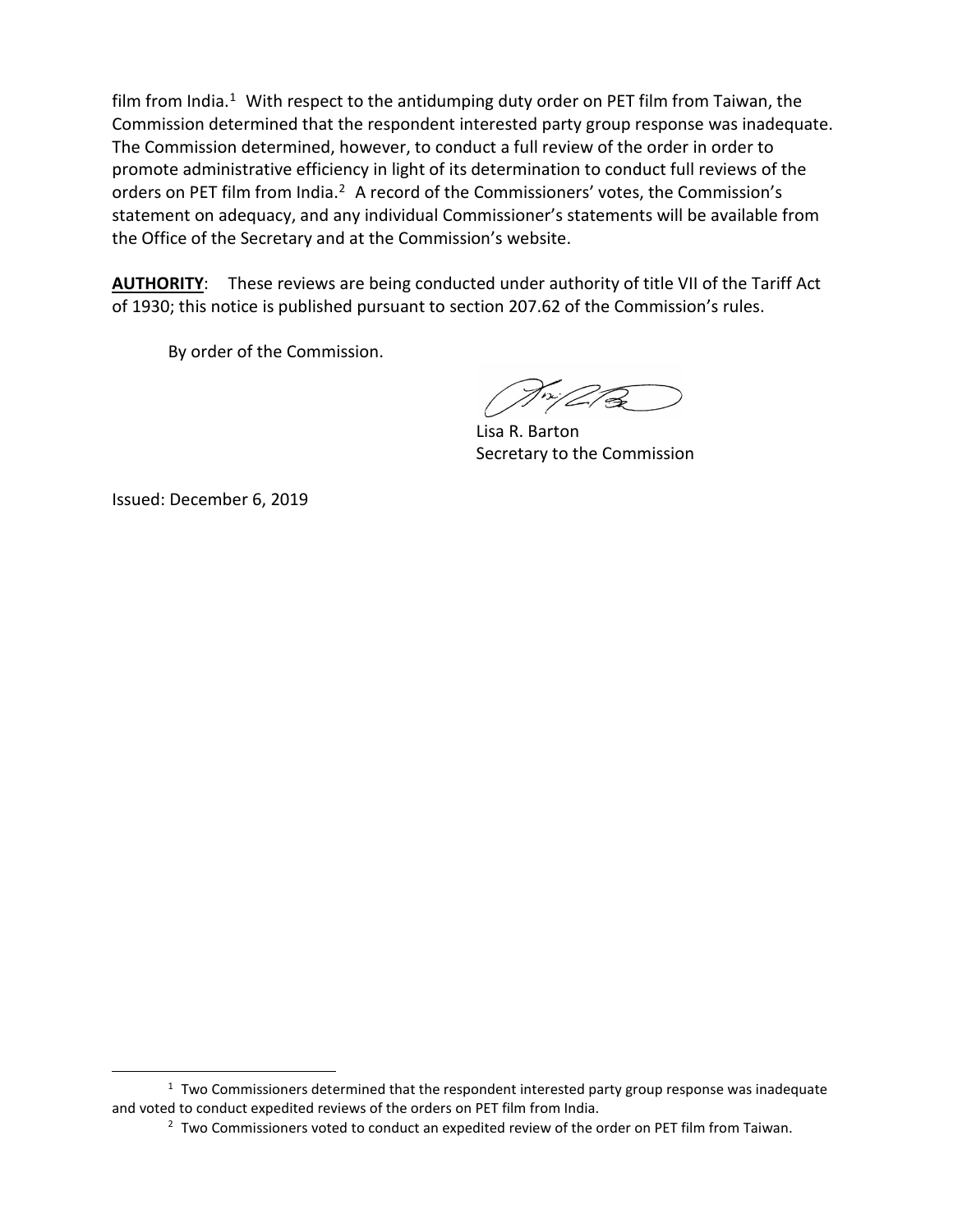film from India.[1] With respect to the antidumping duty order on PET film from Taiwan, the Commission determined that the respondent interested party group response was inadequate. The Commission determined, however, to conduct a full review of the order in order to promote administrative efficiency in light of its determination to conduct full reviews of the orders on PET film from India.[2] A record of the Commissioners' votes, the Commission's statement on adequacy, and any individual Commissioner's statements will be available from the Office of the Secretary and at the Commission's website.

**AUTHORITY**: These reviews are being conducted under authority of title VII of the Tariff Act of 1930; this notice is published pursuant to section 207.62 of the Commission's rules.

By order of the Commission.

Lisa R. Barton
Secretary to the Commission

Issued: December 6, 2019

---

[1] Two Commissioners determined that the respondent interested party group response was inadequate and voted to conduct expedited reviews of the orders on PET film from India.

[2] Two Commissioners voted to conduct an expedited review of the order on PET film from Taiwan.